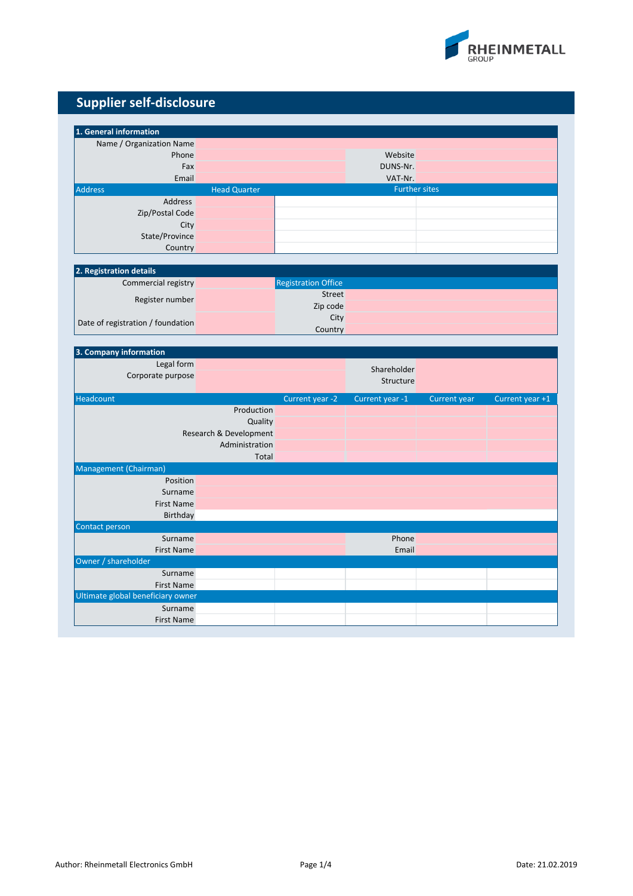# Supplier self-disclosure

## 1. General information

| | | | |
|---|---|---|---|
| Name / Organization Name | | | |
| Phone | | Website | |
| Fax | | DUNS-Nr. | |
| Email | | VAT-Nr. | |

| Address | Head Quarter | Further sites | |
|---|---|---|---|
| Address | | | |
| Zip/Postal Code | | | |
| City | | | |
| State/Province | | | |
| Country | | | |

## 2. Registration details

| | | Registration Office | |
|---|---|---|---|
| Commercial registry | | | |
| Register number | | Street | |
| | | Zip code | |
| Date of registration / foundation | | City | |
| | | Country | |

## 3. Company information

| | | | |
|---|---|---|---|
| Legal form | | Shareholder Structure | |
| Corporate purpose | | | |

| Headcount | Current year -2 | Current year -1 | Current year | Current year +1 |
|---|---|---|---|---|
| Production | | | | |
| Quality | | | | |
| Research & Development | | | | |
| Administration | | | | |
| Total | | | | |

**Management (Chairman)**

| | |
|---|---|
| Position | |
| Surname | |
| First Name | |
| Birthday | |

**Contact person**

| | | | |
|---|---|---|---|
| Surname | | Phone | |
| First Name | | Email | |

**Owner / shareholder**

| | | | | | |
|---|---|---|---|---|---|
| Surname | | | | | |
| First Name | | | | | |

**Ultimate global beneficiary owner**

| | | | | | |
|---|---|---|---|---|---|
| Surname | | | | | |
| First Name | | | | | |

Author: Rheinmetall Electronics GmbH

Date: 21.02.2019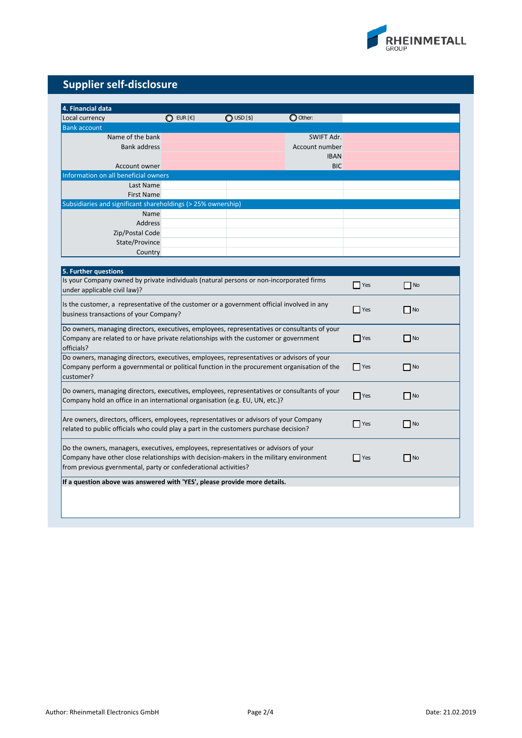# Supplier self-disclosure

## 4. Financial data

| Local currency | ◯ EUR [€] | ◯ USD [$] | ◯ Other: | |
|---|---|---|---|---|

**Bank account**

| | | | |
|---|---|---|---|
| Name of the bank | | SWIFT Adr. | |
| Bank address | | Account number | |
| | | IBAN | |
| Account owner | | BIC | |

**Information on all beneficial owners**

| | | | |
|---|---|---|---|
| Last Name | | | |
| First Name | | | |

**Subsidiaries and significant shareholdings (> 25% ownership)**

| | | | |
|---|---|---|---|
| Name | | | |
| Address | | | |
| Zip/Postal Code | | | |
| State/Province | | | |
| Country | | | |

## 5. Further questions

| Question | | |
|---|---|---|
| Is your Company owned by private individuals (natural persons or non-incorporated firms under applicable civil law)? | ☐ Yes | ☐ No |
| Is the customer, a representative of the customer or a government official involved in any business transactions of your Company? | ☐ Yes | ☐ No |
| Do owners, managing directors, executives, employees, representatives or consultants of your Company are related to or have private relationships with the customer or government officials? | ☐ Yes | ☐ No |
| Do owners, managing directors, executives, employees, representatives or advisors of your Company perform a governmental or political function in the procurement organisation of the customer? | ☐ Yes | ☐ No |
| Do owners, managing directors, executives, employees, representatives or consultants of your Company hold an office in an international organisation (e.g. EU, UN, etc.)? | ☐ Yes | ☐ No |
| Are owners, directors, officers, employees, representatives or advisors of your Company related to public officials who could play a part in the customers purchase decision? | ☐ Yes | ☐ No |
| Do the owners, managers, executives, employees, representatives or advisors of your Company have other close relationships with decision-makers in the military environment from previous gvernmental, party or confederational activities? | ☐ Yes | ☐ No |

**If a question above was answered with 'YES', please provide more details.**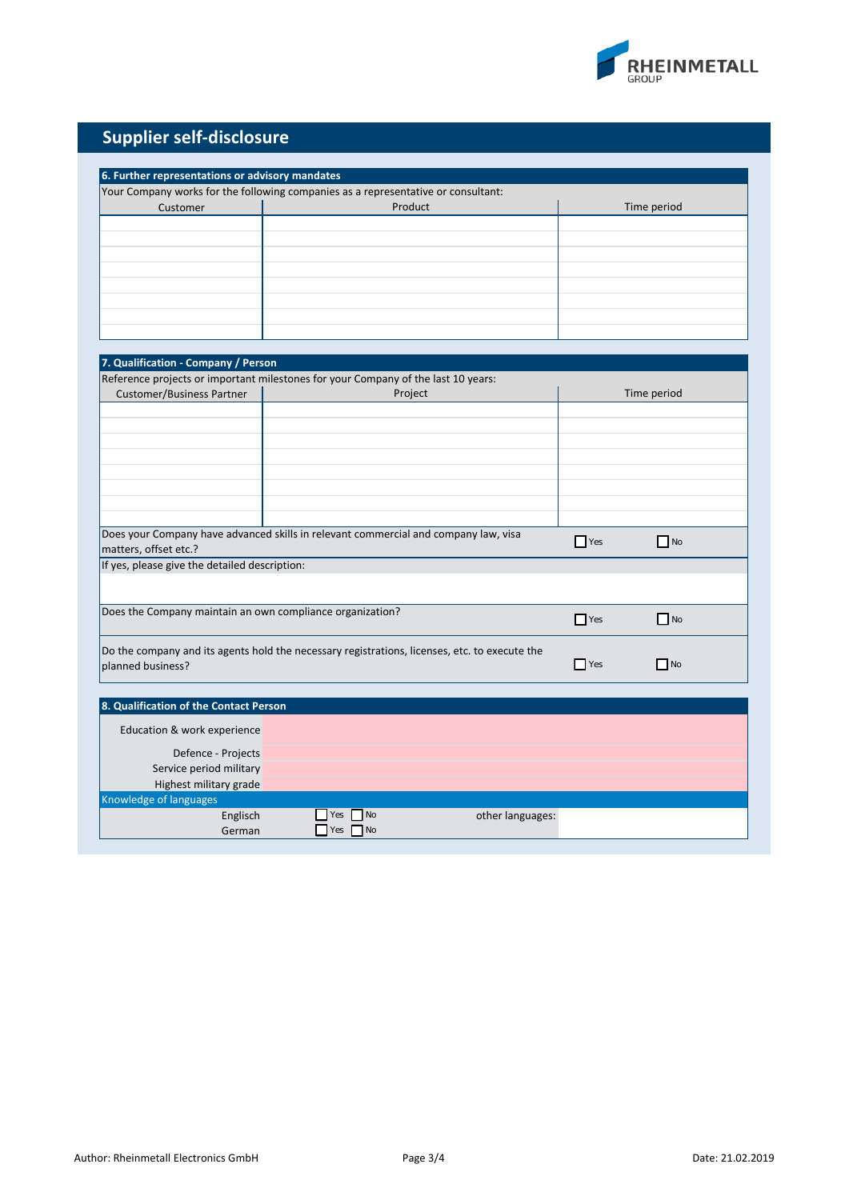# Supplier self-disclosure

## 6. Further representations or advisory mandates

Your Company works for the following companies as a representative or consultant:

| Customer | Product | Time period |
| --- | --- | --- |
| | | |
| | | |
| | | |
| | | |
| | | |
| | | |
| | | |
| | | |

## 7. Qualification - Company / Person

Reference projects or important milestones for your Company of the last 10 years:

| Customer/Business Partner | Project | Time period |
| --- | --- | --- |
| | | |
| | | |
| | | |
| | | |
| | | |
| | | |
| | | |
| | | |

Does your Company have advanced skills in relevant commercial and company law, visa matters, offset etc.? ☐ Yes ☐ No

If yes, please give the detailed description:

Does the Company maintain an own compliance organization? ☐ Yes ☐ No

Do the company and its agents hold the necessary registrations, licenses, etc. to execute the planned business? ☐ Yes ☐ No

## 8. Qualification of the Contact Person

| | |
| --- | --- |
| Education & work experience | |
| Defence - Projects | |
| Service period military | |
| Highest military grade | |

**Knowledge of languages**

| | | | |
| --- | --- | --- | --- |
| Englisch | ☐ Yes ☐ No | other languages: | |
| German | ☐ Yes ☐ No | | |

Author: Rheinmetall Electronics GmbH

Date: 21.02.2019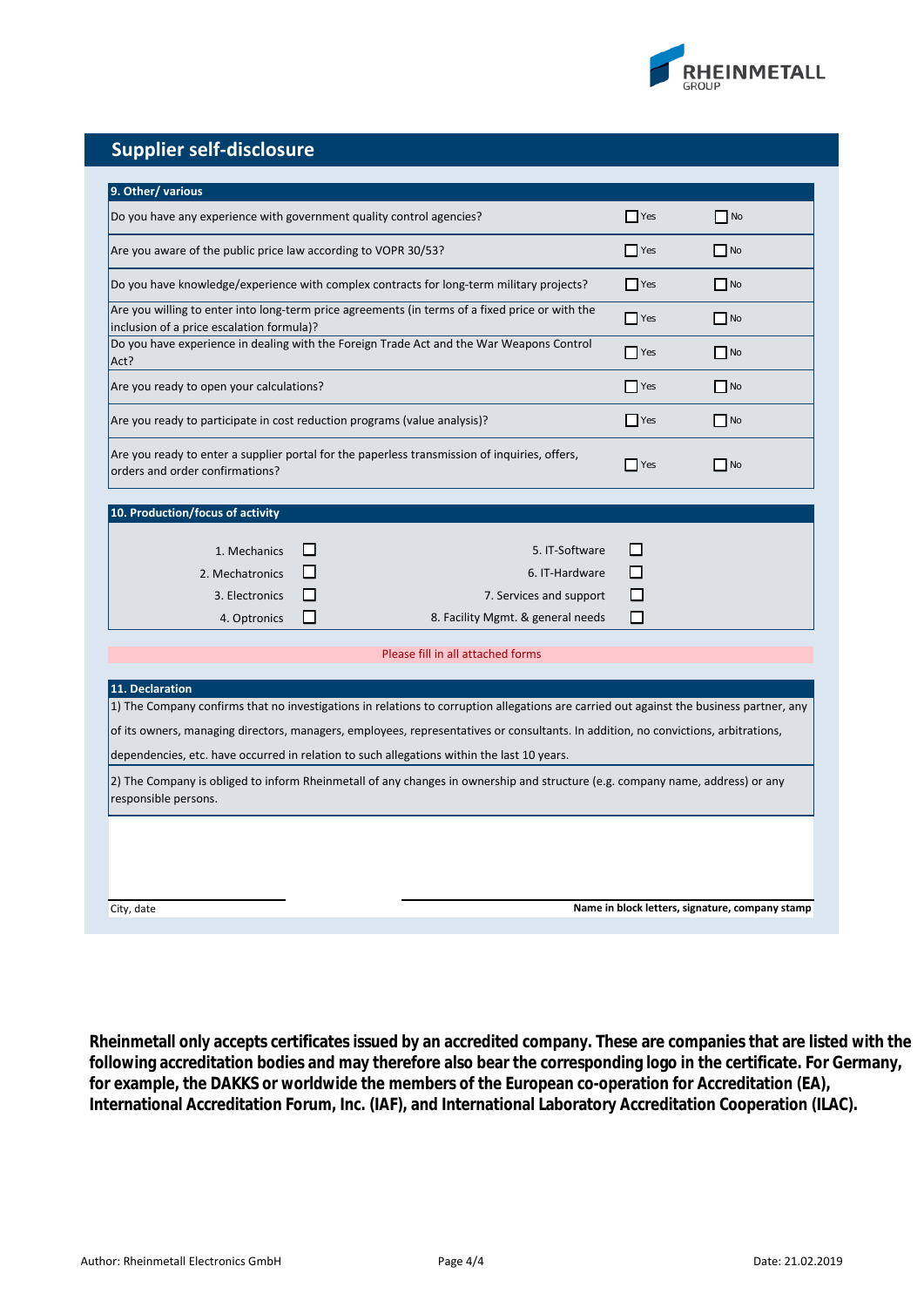# Supplier self-disclosure

| 9. Other/ various | | |
|---|---|---|
| Do you have any experience with government quality control agencies? | ☐ Yes | ☐ No |
| Are you aware of the public price law according to VOPR 30/53? | ☐ Yes | ☐ No |
| Do you have knowledge/experience with complex contracts for long-term military projects? | ☐ Yes | ☐ No |
| Are you willing to enter into long-term price agreements (in terms of a fixed price or with the inclusion of a price escalation formula)? | ☐ Yes | ☐ No |
| Do you have experience in dealing with the Foreign Trade Act and the War Weapons Control Act? | ☐ Yes | ☐ No |
| Are you ready to open your calculations? | ☐ Yes | ☐ No |
| Are you ready to participate in cost reduction programs (value analysis)? | ☐ Yes | ☐ No |
| Are you ready to enter a supplier portal for the paperless transmission of inquiries, offers, orders and order confirmations? | ☐ Yes | ☐ No |

| 10. Production/focus of activity | | | |
|---|---|---|---|
| 1. Mechanics | ☐ | 5. IT-Software | ☐ |
| 2. Mechatronics | ☐ | 6. IT-Hardware | ☐ |
| 3. Electronics | ☐ | 7. Services and support | ☐ |
| 4. Optronics | ☐ | 8. Facility Mgmt. & general needs | ☐ |

Please fill in all attached forms

**11. Declaration**

1) The Company confirms that no investigations in relations to corruption allegations are carried out against the business partner, any of its owners, managing directors, managers, employees, representatives or consultants. In addition, no convictions, arbitrations, dependencies, etc. have occurred in relation to such allegations within the last 10 years.

2) The Company is obliged to inform Rheinmetall of any changes in ownership and structure (e.g. company name, address) or any responsible persons.

City, date

**Name in block letters, signature, company stamp**

**Rheinmetall only accepts certificates issued by an accredited company. These are companies that are listed with the following accreditation bodies and may therefore also bear the corresponding logo in the certificate. For Germany, for example, the DAKKS or worldwide the members of the European co-operation for Accreditation (EA), International Accreditation Forum, Inc. (IAF), and International Laboratory Accreditation Cooperation (ILAC).**

Author: Rheinmetall Electronics GmbH

Date: 21.02.2019